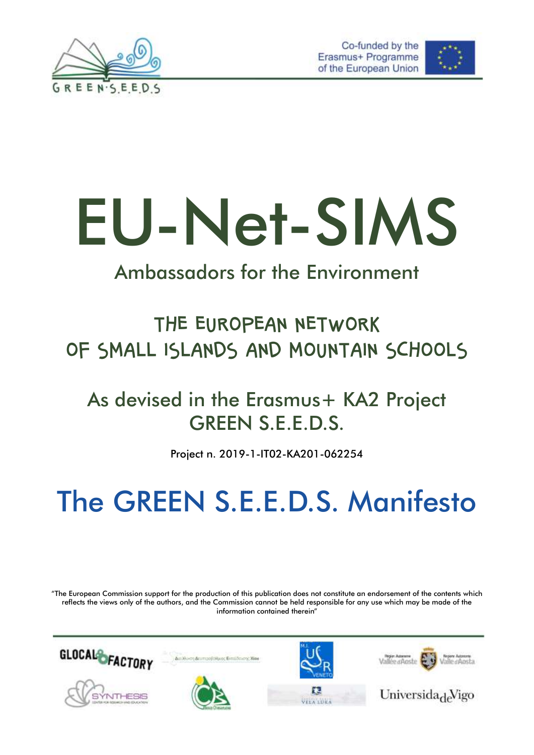Co-funded by the Erasmus+ Programme of the European Union

# EU-Net-SIMS

## Ambassadors for the Environment

## THE EUROPEAN NETWORK OF SMALL ISLANDS AND MOUNTAIN SCHOOLS

### As devised in the Erasmus+ KA2 Project GREEN S.E.E.D.S.

Project n. 2019-1-IT02-KA201-062254

# The GREEN S.E.E.D.S. Manifesto

"The European Commission support for the production of this publication does not constitute an endorsement of the contents which reflects the views only of the authors, and the Commission cannot be held responsible for any use which may be made of the information contained therein"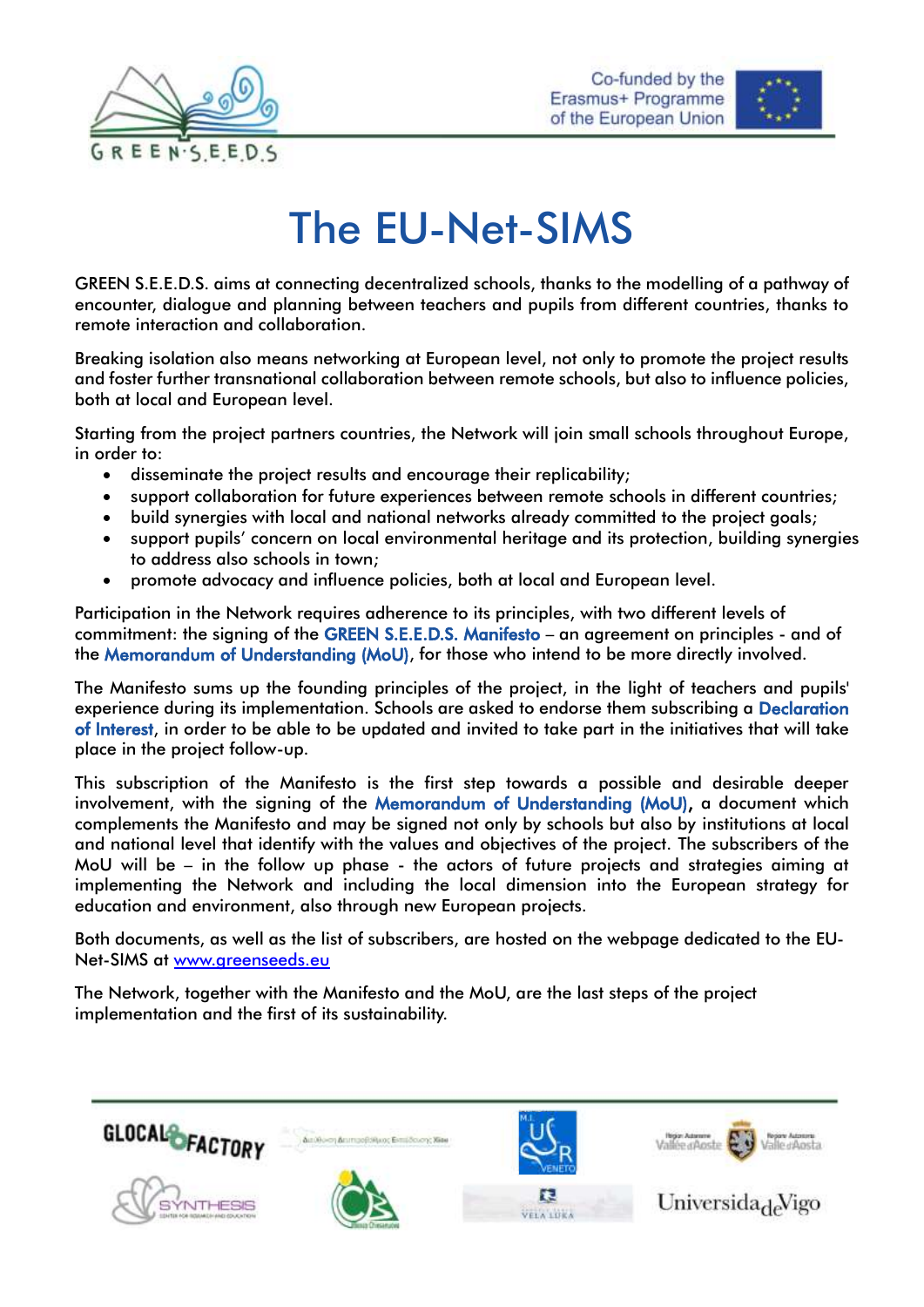# The EU-Net-SIMS

GREEN S.E.E.D.S. aims at connecting decentralized schools, thanks to the modelling of a pathway of encounter, dialogue and planning between teachers and pupils from different countries, thanks to remote interaction and collaboration.

Breaking isolation also means networking at European level, not only to promote the project results and foster further transnational collaboration between remote schools, but also to influence policies, both at local and European level.

Starting from the project partners countries, the Network will join small schools throughout Europe, in order to:

- disseminate the project results and encourage their replicability;
- support collaboration for future experiences between remote schools in different countries;
- build synergies with local and national networks already committed to the project goals;
- support pupils' concern on local environmental heritage and its protection, building synergies to address also schools in town;
- promote advocacy and influence policies, both at local and European level.

Participation in the Network requires adherence to its principles, with two different levels of commitment: the signing of the GREEN S.E.E.D.S. Manifesto – an agreement on principles - and of the Memorandum of Understanding (MoU), for those who intend to be more directly involved.

The Manifesto sums up the founding principles of the project, in the light of teachers and pupils' experience during its implementation. Schools are asked to endorse them subscribing a Declaration of Interest, in order to be able to be updated and invited to take part in the initiatives that will take place in the project follow-up.

This subscription of the Manifesto is the first step towards a possible and desirable deeper involvement, with the signing of the Memorandum of Understanding (MoU), a document which complements the Manifesto and may be signed not only by schools but also by institutions at local and national level that identify with the values and objectives of the project. The subscribers of the MoU will be – in the follow up phase - the actors of future projects and strategies aiming at implementing the Network and including the local dimension into the European strategy for education and environment, also through new European projects.

Both documents, as well as the list of subscribers, are hosted on the webpage dedicated to the EU-Net-SIMS at www.greenseeds.eu

The Network, together with the Manifesto and the MoU, are the last steps of the project implementation and the first of its sustainability.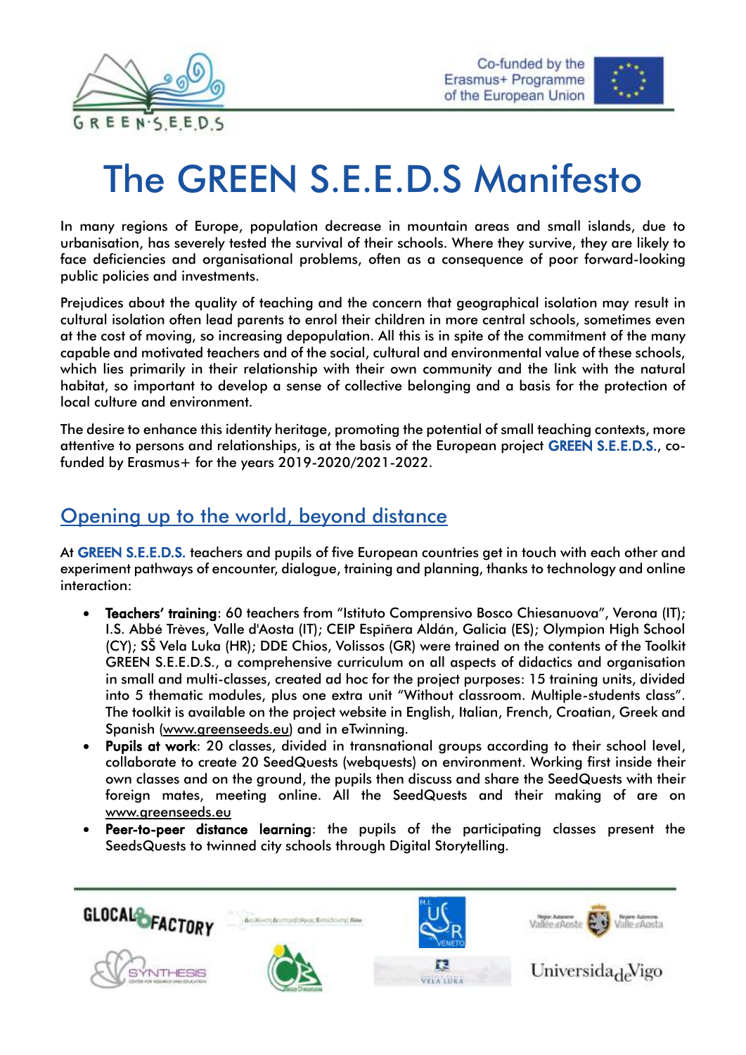# The GREEN S.E.E.D.S Manifesto

In many regions of Europe, population decrease in mountain areas and small islands, due to urbanisation, has severely tested the survival of their schools. Where they survive, they are likely to face deficiencies and organisational problems, often as a consequence of poor forward-looking public policies and investments.

Prejudices about the quality of teaching and the concern that geographical isolation may result in cultural isolation often lead parents to enrol their children in more central schools, sometimes even at the cost of moving, so increasing depopulation. All this is in spite of the commitment of the many capable and motivated teachers and of the social, cultural and environmental value of these schools, which lies primarily in their relationship with their own community and the link with the natural habitat, so important to develop a sense of collective belonging and a basis for the protection of local culture and environment.

The desire to enhance this identity heritage, promoting the potential of small teaching contexts, more attentive to persons and relationships, is at the basis of the European project **GREEN S.E.E.D.S.**, co-funded by Erasmus+ for the years 2019-2020/2021-2022.

## Opening up to the world, beyond distance

At **GREEN S.E.E.D.S.** teachers and pupils of five European countries get in touch with each other and experiment pathways of encounter, dialogue, training and planning, thanks to technology and online interaction:

- **Teachers' training**: 60 teachers from "Istituto Comprensivo Bosco Chiesanuova", Verona (IT); I.S. Abbé Trèves, Valle d'Aosta (IT); CEIP Espiñera Aldán, Galicia (ES); Olympion High School (CY); SŠ Vela Luka (HR); DDE Chios, Volissos (GR) were trained on the contents of the Toolkit GREEN S.E.E.D.S., a comprehensive curriculum on all aspects of didactics and organisation in small and multi-classes, created ad hoc for the project purposes: 15 training units, divided into 5 thematic modules, plus one extra unit "Without classroom. Multiple-students class". The toolkit is available on the project website in English, Italian, French, Croatian, Greek and Spanish (www.greenseeds.eu) and in eTwinning.
- **Pupils at work**: 20 classes, divided in transnational groups according to their school level, collaborate to create 20 SeedQuests (webquests) on environment. Working first inside their own classes and on the ground, the pupils then discuss and share the SeedQuests with their foreign mates, meeting online. All the SeedQuests and their making of are on www.greenseeds.eu
- **Peer-to-peer distance learning**: the pupils of the participating classes present the SeedsQuests to twinned city schools through Digital Storytelling.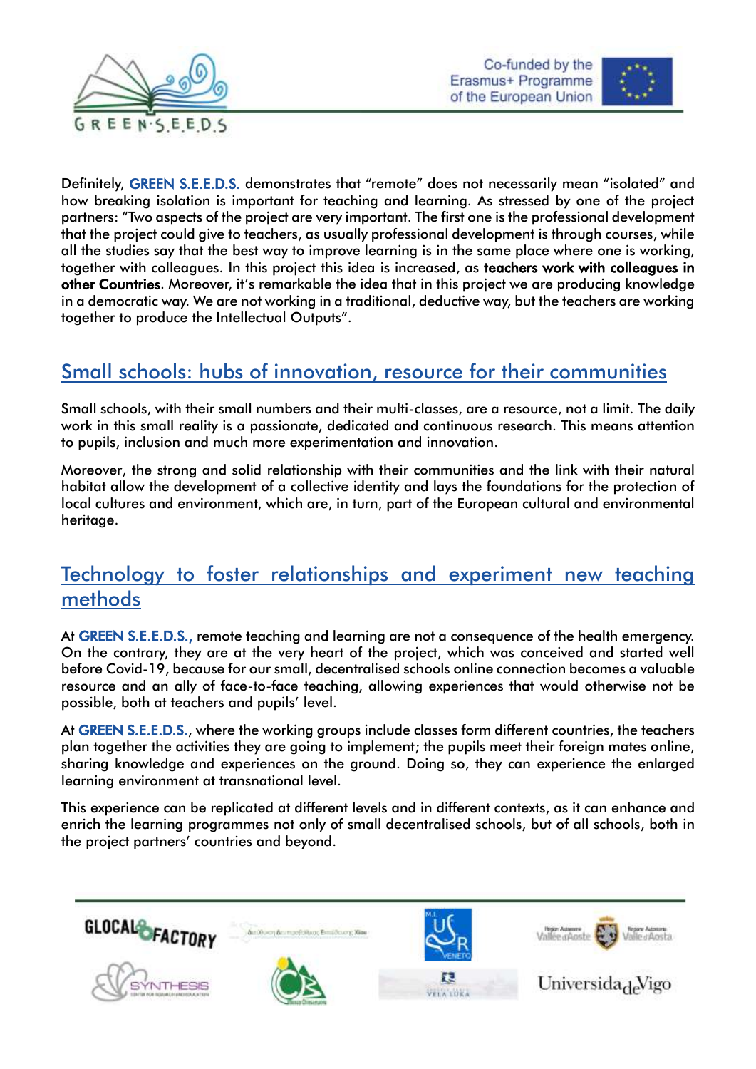Definitely, **GREEN S.E.E.D.S.** demonstrates that "remote" does not necessarily mean "isolated" and how breaking isolation is important for teaching and learning. As stressed by one of the project partners: "Two aspects of the project are very important. The first one is the professional development that the project could give to teachers, as usually professional development is through courses, while all the studies say that the best way to improve learning is in the same place where one is working, together with colleagues. In this project this idea is increased, as **teachers work with colleagues in other Countries**. Moreover, it's remarkable the idea that in this project we are producing knowledge in a democratic way. We are not working in a traditional, deductive way, but the teachers are working together to produce the Intellectual Outputs".

## Small schools: hubs of innovation, resource for their communities

Small schools, with their small numbers and their multi-classes, are a resource, not a limit. The daily work in this small reality is a passionate, dedicated and continuous research. This means attention to pupils, inclusion and much more experimentation and innovation.

Moreover, the strong and solid relationship with their communities and the link with their natural habitat allow the development of a collective identity and lays the foundations for the protection of local cultures and environment, which are, in turn, part of the European cultural and environmental heritage.

## Technology to foster relationships and experiment new teaching methods

At **GREEN S.E.E.D.S.,** remote teaching and learning are not a consequence of the health emergency. On the contrary, they are at the very heart of the project, which was conceived and started well before Covid-19, because for our small, decentralised schools online connection becomes a valuable resource and an ally of face-to-face teaching, allowing experiences that would otherwise not be possible, both at teachers and pupils' level.

At **GREEN S.E.E.D.S.**, where the working groups include classes form different countries, the teachers plan together the activities they are going to implement; the pupils meet their foreign mates online, sharing knowledge and experiences on the ground. Doing so, they can experience the enlarged learning environment at transnational level.

This experience can be replicated at different levels and in different contexts, as it can enhance and enrich the learning programmes not only of small decentralised schools, but of all schools, both in the project partners' countries and beyond.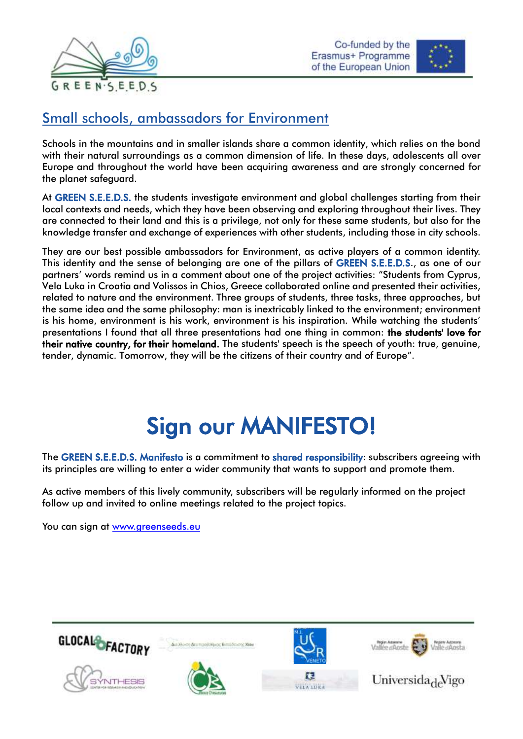## Small schools, ambassadors for Environment

Schools in the mountains and in smaller islands share a common identity, which relies on the bond with their natural surroundings as a common dimension of life. In these days, adolescents all over Europe and throughout the world have been acquiring awareness and are strongly concerned for the planet safeguard.

At GREEN S.E.E.D.S. the students investigate environment and global challenges starting from their local contexts and needs, which they have been observing and exploring throughout their lives. They are connected to their land and this is a privilege, not only for these same students, but also for the knowledge transfer and exchange of experiences with other students, including those in city schools.

They are our best possible ambassadors for Environment, as active players of a common identity. This identity and the sense of belonging are one of the pillars of GREEN S.E.E.D.S., as one of our partners' words remind us in a comment about one of the project activities: "Students from Cyprus, Vela Luka in Croatia and Volissos in Chios, Greece collaborated online and presented their activities, related to nature and the environment. Three groups of students, three tasks, three approaches, but the same idea and the same philosophy: man is inextricably linked to the environment; environment is his home, environment is his work, environment is his inspiration. While watching the students' presentations I found that all three presentations had one thing in common: **the students' love for their native country, for their homeland.** The students' speech is the speech of youth: true, genuine, tender, dynamic. Tomorrow, they will be the citizens of their country and of Europe".

# Sign our MANIFESTO!

The GREEN S.E.E.D.S. Manifesto is a commitment to shared responsibility: subscribers agreeing with its principles are willing to enter a wider community that wants to support and promote them.

As active members of this lively community, subscribers will be regularly informed on the project follow up and invited to online meetings related to the project topics.

You can sign at www.greenseeds.eu